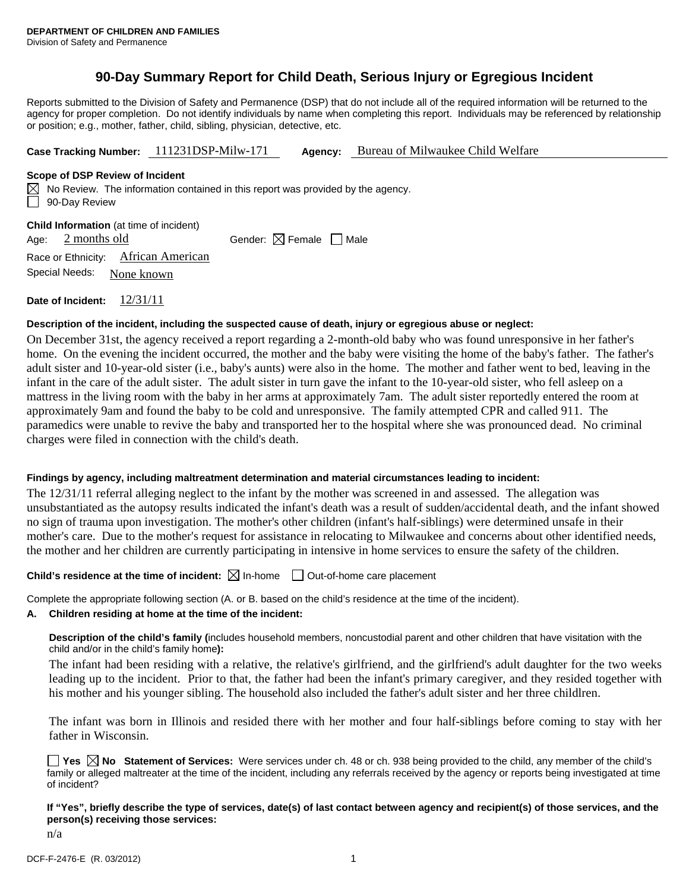**DEPARTMENT OF CHILDREN AND FAMILIES**
Division of Safety and Permanence

# 90-Day Summary Report for Child Death, Serious Injury or Egregious Incident

Reports submitted to the Division of Safety and Permanence (DSP) that do not include all of the required information will be returned to the agency for proper completion. Do not identify individuals by name when completing this report. Individuals may be referenced by relationship or position; e.g., mother, father, child, sibling, physician, detective, etc.

**Case Tracking Number:** 111231DSP-Milw-171 **Agency:** Bureau of Milwaukee Child Welfare

**Scope of DSP Review of Incident**

☒ No Review. The information contained in this report was provided by the agency.
☐ 90-Day Review

**Child Information** (at time of incident)

Age: 2 months old Gender: ☒ Female ☐ Male

Race or Ethnicity: African American

Special Needs: None known

**Date of Incident:** 12/31/11

**Description of the incident, including the suspected cause of death, injury or egregious abuse or neglect:**

On December 31st, the agency received a report regarding a 2-month-old baby who was found unresponsive in her father's home. On the evening the incident occurred, the mother and the baby were visiting the home of the baby's father. The father's adult sister and 10-year-old sister (i.e., baby's aunts) were also in the home. The mother and father went to bed, leaving in the infant in the care of the adult sister. The adult sister in turn gave the infant to the 10-year-old sister, who fell asleep on a mattress in the living room with the baby in her arms at approximately 7am. The adult sister reportedly entered the room at approximately 9am and found the baby to be cold and unresponsive. The family attempted CPR and called 911. The paramedics were unable to revive the baby and transported her to the hospital where she was pronounced dead. No criminal charges were filed in connection with the child's death.

**Findings by agency, including maltreatment determination and material circumstances leading to incident:**

The 12/31/11 referral alleging neglect to the infant by the mother was screened in and assessed. The allegation was unsubstantiated as the autopsy results indicated the infant's death was a result of sudden/accidental death, and the infant showed no sign of trauma upon investigation. The mother's other children (infant's half-siblings) were determined unsafe in their mother's care. Due to the mother's request for assistance in relocating to Milwaukee and concerns about other identified needs, the mother and her children are currently participating in intensive in home services to ensure the safety of the children.

**Child's residence at the time of incident:** ☒ In-home ☐ Out-of-home care placement

Complete the appropriate following section (A. or B. based on the child's residence at the time of the incident).

**A. Children residing at home at the time of the incident:**

**Description of the child's family (**includes household members, noncustodial parent and other children that have visitation with the child and/or in the child's family home**):**

The infant had been residing with a relative, the relative's girlfriend, and the girlfriend's adult daughter for the two weeks leading up to the incident. Prior to that, the father had been the infant's primary caregiver, and they resided together with his mother and his younger sibling. The household also included the father's adult sister and her three childlren.

The infant was born in Illinois and resided there with her mother and four half-siblings before coming to stay with her father in Wisconsin.

☐ **Yes** ☒ **No Statement of Services:** Were services under ch. 48 or ch. 938 being provided to the child, any member of the child's family or alleged maltreater at the time of the incident, including any referrals received by the agency or reports being investigated at time of incident?

**If "Yes", briefly describe the type of services, date(s) of last contact between agency and recipient(s) of those services, and the person(s) receiving those services:**

n/a

DCF-F-2476-E (R. 03/2012)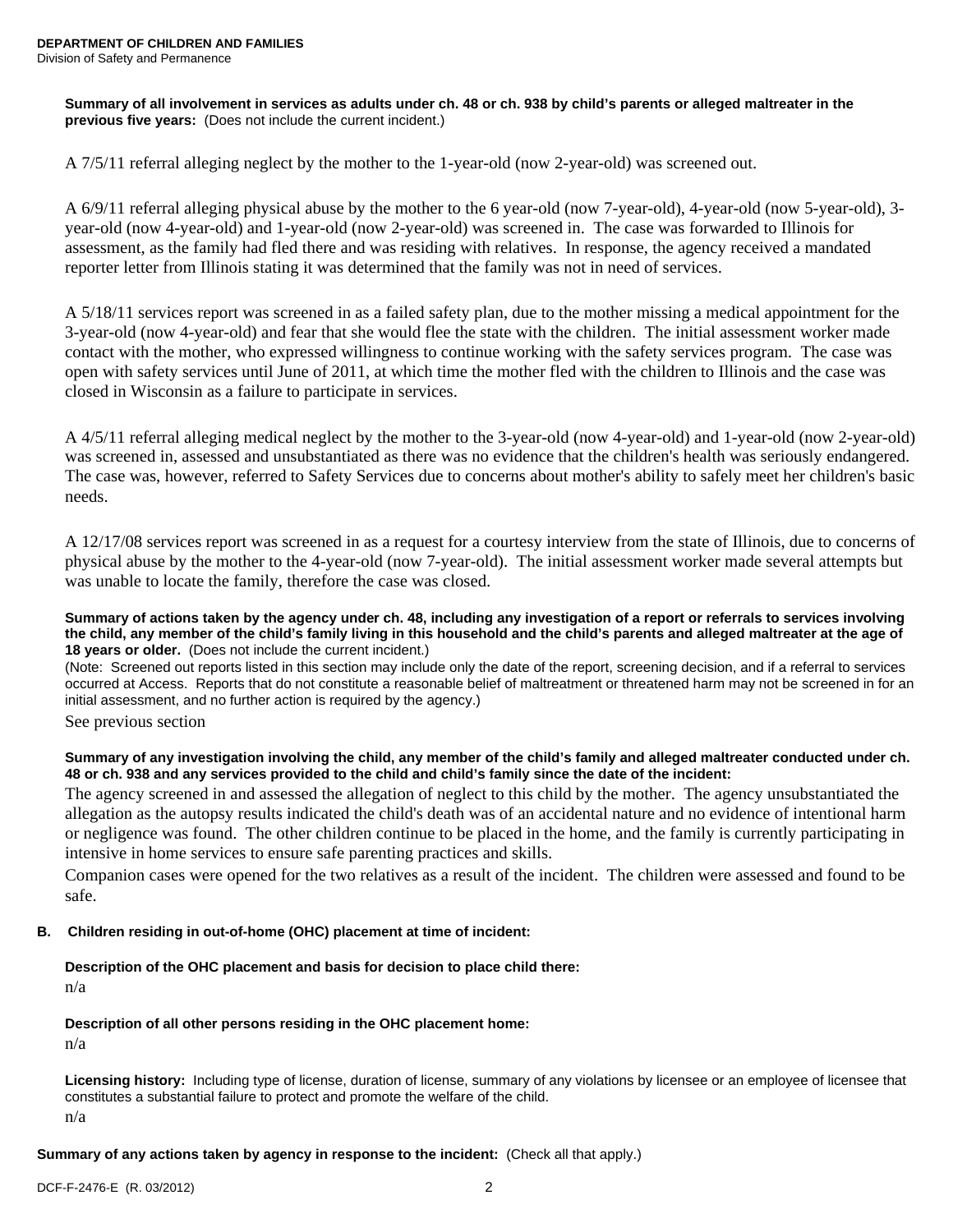**Summary of all involvement in services as adults under ch. 48 or ch. 938 by child's parents or alleged maltreater in the previous five years:** (Does not include the current incident.)

A 7/5/11 referral alleging neglect by the mother to the 1-year-old (now 2-year-old) was screened out.

A 6/9/11 referral alleging physical abuse by the mother to the 6 year-old (now 7-year-old), 4-year-old (now 5-year-old), 3-year-old (now 4-year-old) and 1-year-old (now 2-year-old) was screened in. The case was forwarded to Illinois for assessment, as the family had fled there and was residing with relatives. In response, the agency received a mandated reporter letter from Illinois stating it was determined that the family was not in need of services.

A 5/18/11 services report was screened in as a failed safety plan, due to the mother missing a medical appointment for the 3-year-old (now 4-year-old) and fear that she would flee the state with the children. The initial assessment worker made contact with the mother, who expressed willingness to continue working with the safety services program. The case was open with safety services until June of 2011, at which time the mother fled with the children to Illinois and the case was closed in Wisconsin as a failure to participate in services.

A 4/5/11 referral alleging medical neglect by the mother to the 3-year-old (now 4-year-old) and 1-year-old (now 2-year-old) was screened in, assessed and unsubstantiated as there was no evidence that the children's health was seriously endangered. The case was, however, referred to Safety Services due to concerns about mother's ability to safely meet her children's basic needs.

A 12/17/08 services report was screened in as a request for a courtesy interview from the state of Illinois, due to concerns of physical abuse by the mother to the 4-year-old (now 7-year-old). The initial assessment worker made several attempts but was unable to locate the family, therefore the case was closed.

**Summary of actions taken by the agency under ch. 48, including any investigation of a report or referrals to services involving the child, any member of the child's family living in this household and the child's parents and alleged maltreater at the age of 18 years or older.** (Does not include the current incident.)

(Note: Screened out reports listed in this section may include only the date of the report, screening decision, and if a referral to services occurred at Access. Reports that do not constitute a reasonable belief of maltreatment or threatened harm may not be screened in for an initial assessment, and no further action is required by the agency.)

See previous section

**Summary of any investigation involving the child, any member of the child's family and alleged maltreater conducted under ch. 48 or ch. 938 and any services provided to the child and child's family since the date of the incident:**

The agency screened in and assessed the allegation of neglect to this child by the mother. The agency unsubstantiated the allegation as the autopsy results indicated the child's death was of an accidental nature and no evidence of intentional harm or negligence was found. The other children continue to be placed in the home, and the family is currently participating in intensive in home services to ensure safe parenting practices and skills.

Companion cases were opened for the two relatives as a result of the incident. The children were assessed and found to be safe.

**B. Children residing in out-of-home (OHC) placement at time of incident:**

**Description of the OHC placement and basis for decision to place child there:**

n/a

**Description of all other persons residing in the OHC placement home:**

n/a

**Licensing history:** Including type of license, duration of license, summary of any violations by licensee or an employee of licensee that constitutes a substantial failure to protect and promote the welfare of the child.

n/a

**Summary of any actions taken by agency in response to the incident:** (Check all that apply.)

DCF-F-2476-E (R. 03/2012)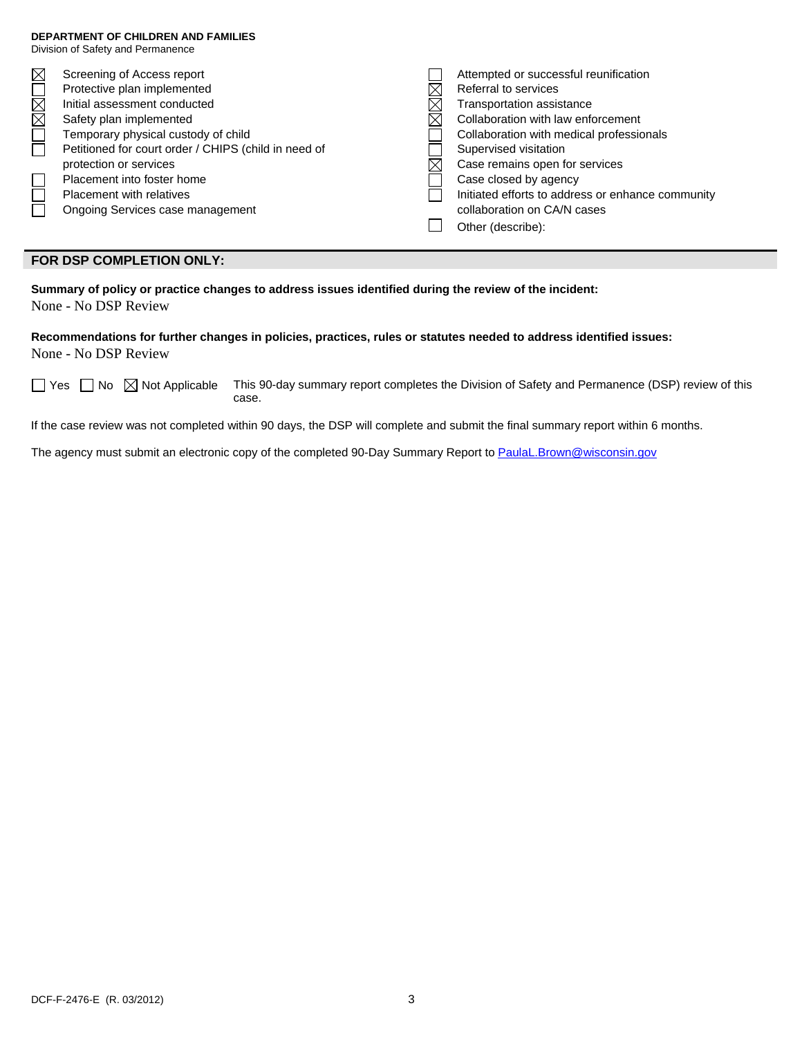**DEPARTMENT OF CHILDREN AND FAMILIES**
Division of Safety and Permanence

- ☒ Screening of Access report
- ☐ Protective plan implemented
- ☒ Initial assessment conducted
- ☒ Safety plan implemented
- ☐ Temporary physical custody of child
- ☐ Petitioned for court order / CHIPS (child in need of protection or services
- ☐ Placement into foster home
- ☐ Placement with relatives
- ☐ Ongoing Services case management
- ☐ Attempted or successful reunification
- ☒ Referral to services
- ☒ Transportation assistance
- ☒ Collaboration with law enforcement
- ☐ Collaboration with medical professionals
- ☐ Supervised visitation
- ☒ Case remains open for services
- ☐ Case closed by agency
- ☐ Initiated efforts to address or enhance community collaboration on CA/N cases
- ☐ Other (describe):

## FOR DSP COMPLETION ONLY:

**Summary of policy or practice changes to address issues identified during the review of the incident:**
None - No DSP Review

**Recommendations for further changes in policies, practices, rules or statutes needed to address identified issues:**
None - No DSP Review

☐ Yes ☐ No ☒ Not Applicable This 90-day summary report completes the Division of Safety and Permanence (DSP) review of this case.

If the case review was not completed within 90 days, the DSP will complete and submit the final summary report within 6 months.

The agency must submit an electronic copy of the completed 90-Day Summary Report to PaulaL.Brown@wisconsin.gov

DCF-F-2476-E (R. 03/2012)